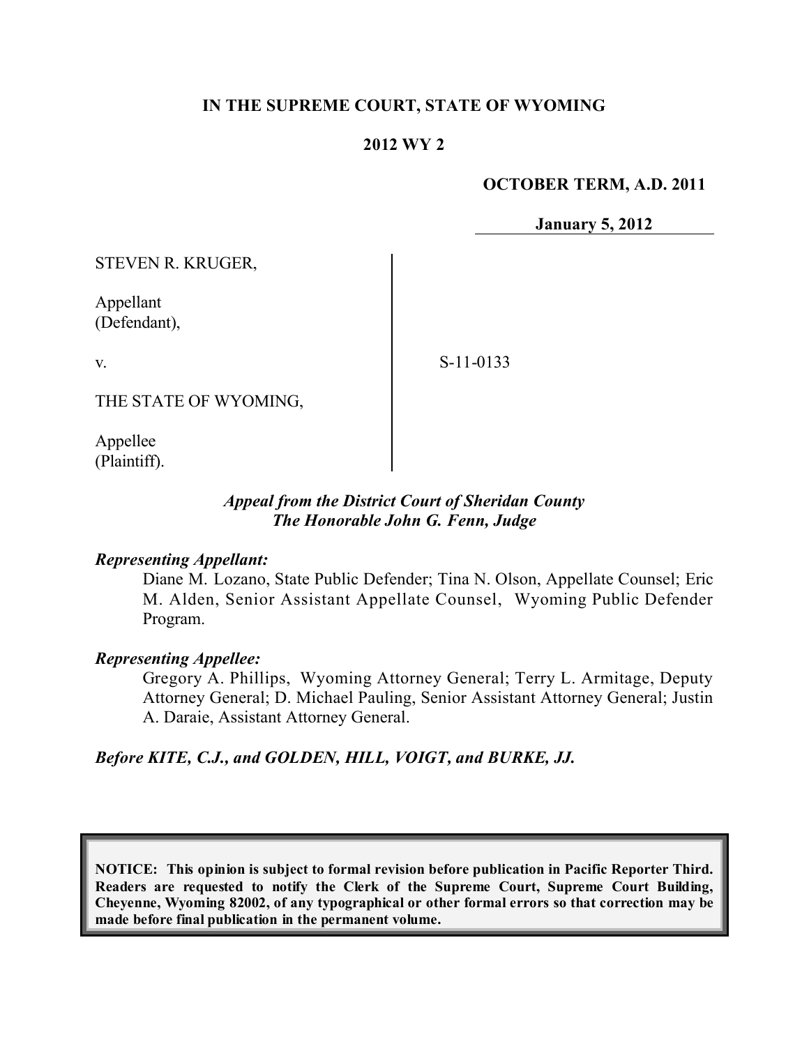**IN THE SUPREME COURT, STATE OF WYOMING**

**2012 WY 2**

**OCTOBER TERM, A.D. 2011**

**January 5, 2012**

STEVEN R. KRUGER,

Appellant
(Defendant),

v.

THE STATE OF WYOMING,

Appellee
(Plaintiff).

S-11-0133

*Appeal from the District Court of Sheridan County*
*The Honorable John G. Fenn, Judge*

***Representing Appellant:***

Diane M. Lozano, State Public Defender; Tina N. Olson, Appellate Counsel; Eric M. Alden, Senior Assistant Appellate Counsel, Wyoming Public Defender Program.

***Representing Appellee:***

Gregory A. Phillips, Wyoming Attorney General; Terry L. Armitage, Deputy Attorney General; D. Michael Pauling, Senior Assistant Attorney General; Justin A. Daraie, Assistant Attorney General.

***Before KITE, C.J., and GOLDEN, HILL, VOIGT, and BURKE, JJ.***

**NOTICE: This opinion is subject to formal revision before publication in Pacific Reporter Third. Readers are requested to notify the Clerk of the Supreme Court, Supreme Court Building, Cheyenne, Wyoming 82002, of any typographical or other formal errors so that correction may be made before final publication in the permanent volume.**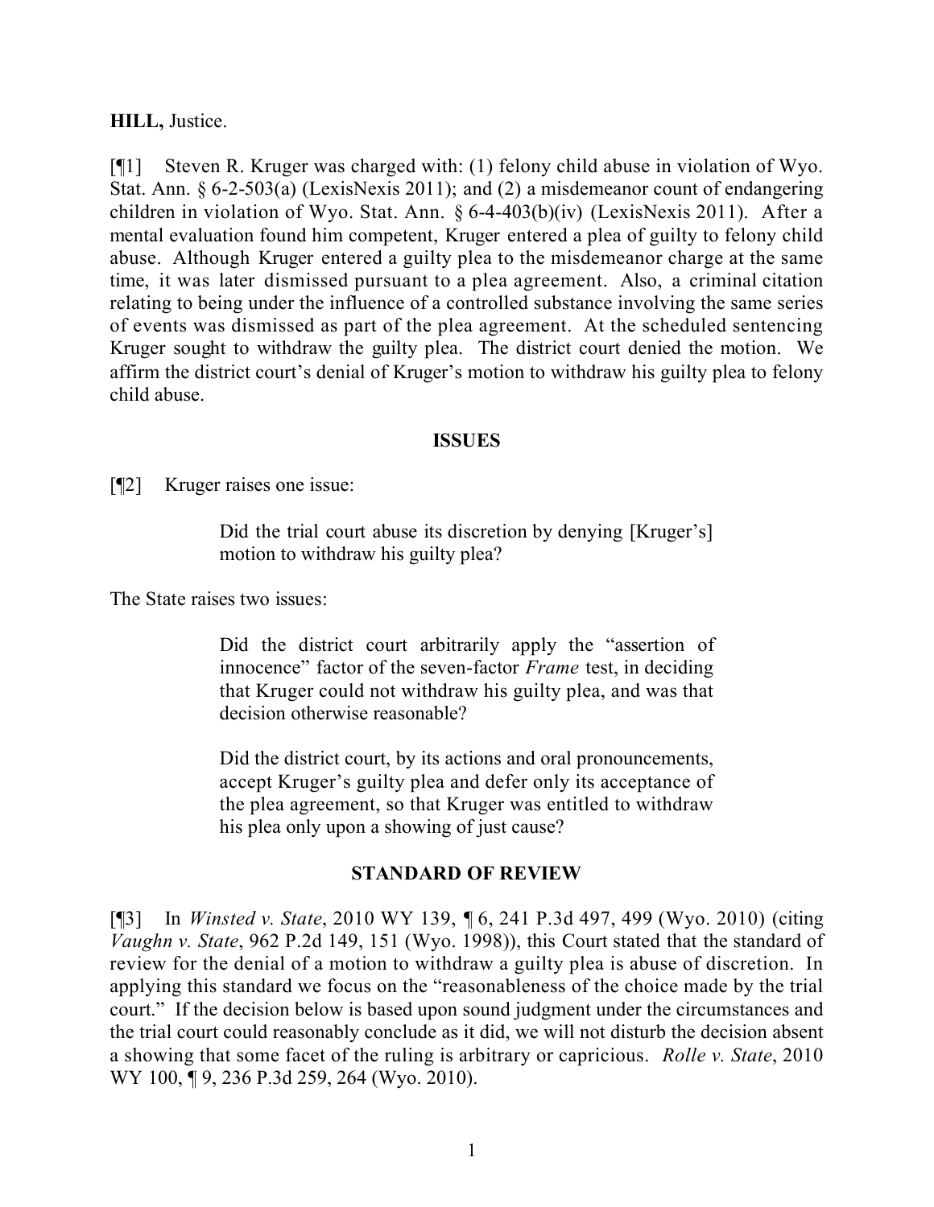**HILL,** Justice.

[¶1] Steven R. Kruger was charged with: (1) felony child abuse in violation of Wyo. Stat. Ann. § 6-2-503(a) (LexisNexis 2011); and (2) a misdemeanor count of endangering children in violation of Wyo. Stat. Ann. § 6-4-403(b)(iv) (LexisNexis 2011). After a mental evaluation found him competent, Kruger entered a plea of guilty to felony child abuse. Although Kruger entered a guilty plea to the misdemeanor charge at the same time, it was later dismissed pursuant to a plea agreement. Also, a criminal citation relating to being under the influence of a controlled substance involving the same series of events was dismissed as part of the plea agreement. At the scheduled sentencing Kruger sought to withdraw the guilty plea. The district court denied the motion. We affirm the district court's denial of Kruger's motion to withdraw his guilty plea to felony child abuse.

## ISSUES

[¶2] Kruger raises one issue:

> Did the trial court abuse its discretion by denying [Kruger's] motion to withdraw his guilty plea?

The State raises two issues:

> Did the district court arbitrarily apply the "assertion of innocence" factor of the seven-factor *Frame* test, in deciding that Kruger could not withdraw his guilty plea, and was that decision otherwise reasonable?
>
> Did the district court, by its actions and oral pronouncements, accept Kruger's guilty plea and defer only its acceptance of the plea agreement, so that Kruger was entitled to withdraw his plea only upon a showing of just cause?

## STANDARD OF REVIEW

[¶3] In *Winsted v. State*, 2010 WY 139, ¶ 6, 241 P.3d 497, 499 (Wyo. 2010) (citing *Vaughn v. State*, 962 P.2d 149, 151 (Wyo. 1998)), this Court stated that the standard of review for the denial of a motion to withdraw a guilty plea is abuse of discretion. In applying this standard we focus on the "reasonableness of the choice made by the trial court." If the decision below is based upon sound judgment under the circumstances and the trial court could reasonably conclude as it did, we will not disturb the decision absent a showing that some facet of the ruling is arbitrary or capricious. *Rolle v. State*, 2010 WY 100, ¶ 9, 236 P.3d 259, 264 (Wyo. 2010).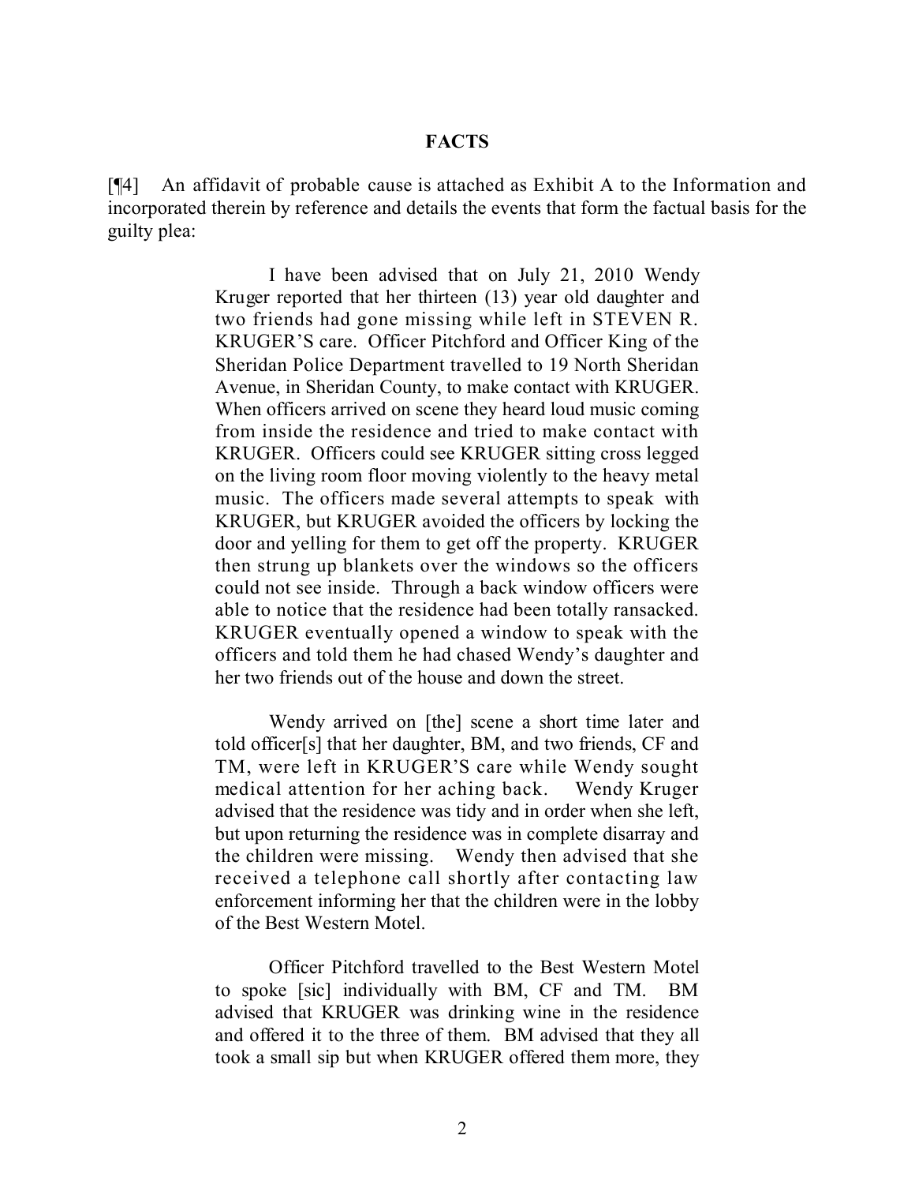## FACTS

[¶4] An affidavit of probable cause is attached as Exhibit A to the Information and incorporated therein by reference and details the events that form the factual basis for the guilty plea:

> I have been advised that on July 21, 2010 Wendy Kruger reported that her thirteen (13) year old daughter and two friends had gone missing while left in STEVEN R. KRUGER'S care. Officer Pitchford and Officer King of the Sheridan Police Department travelled to 19 North Sheridan Avenue, in Sheridan County, to make contact with KRUGER. When officers arrived on scene they heard loud music coming from inside the residence and tried to make contact with KRUGER. Officers could see KRUGER sitting cross legged on the living room floor moving violently to the heavy metal music. The officers made several attempts to speak with KRUGER, but KRUGER avoided the officers by locking the door and yelling for them to get off the property. KRUGER then strung up blankets over the windows so the officers could not see inside. Through a back window officers were able to notice that the residence had been totally ransacked. KRUGER eventually opened a window to speak with the officers and told them he had chased Wendy's daughter and her two friends out of the house and down the street.
>
> Wendy arrived on [the] scene a short time later and told officer[s] that her daughter, BM, and two friends, CF and TM, were left in KRUGER'S care while Wendy sought medical attention for her aching back. Wendy Kruger advised that the residence was tidy and in order when she left, but upon returning the residence was in complete disarray and the children were missing. Wendy then advised that she received a telephone call shortly after contacting law enforcement informing her that the children were in the lobby of the Best Western Motel.
>
> Officer Pitchford travelled to the Best Western Motel to spoke [sic] individually with BM, CF and TM. BM advised that KRUGER was drinking wine in the residence and offered it to the three of them. BM advised that they all took a small sip but when KRUGER offered them more, they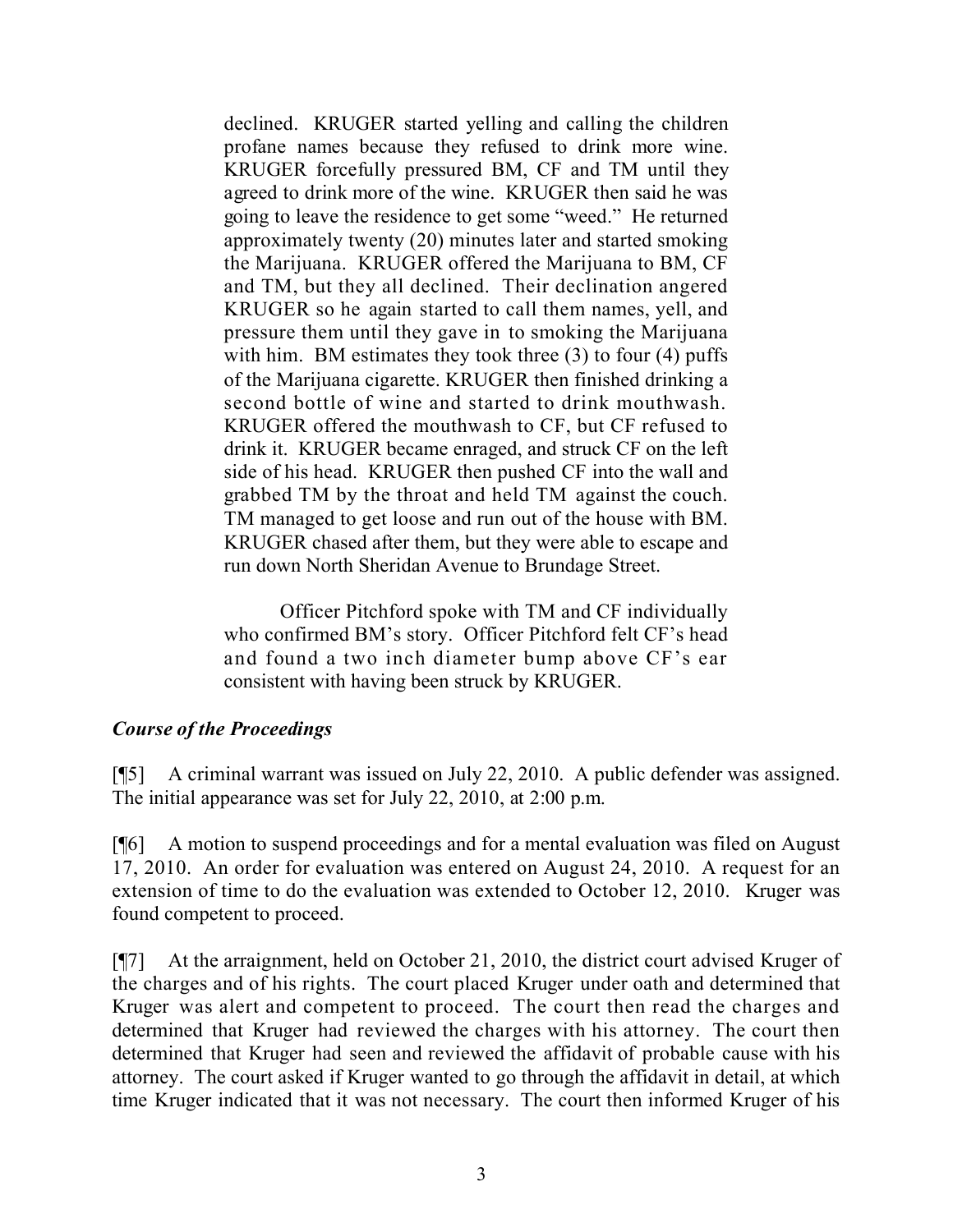> declined. KRUGER started yelling and calling the children profane names because they refused to drink more wine. KRUGER forcefully pressured BM, CF and TM until they agreed to drink more of the wine. KRUGER then said he was going to leave the residence to get some "weed." He returned approximately twenty (20) minutes later and started smoking the Marijuana. KRUGER offered the Marijuana to BM, CF and TM, but they all declined. Their declination angered KRUGER so he again started to call them names, yell, and pressure them until they gave in to smoking the Marijuana with him. BM estimates they took three (3) to four (4) puffs of the Marijuana cigarette. KRUGER then finished drinking a second bottle of wine and started to drink mouthwash. KRUGER offered the mouthwash to CF, but CF refused to drink it. KRUGER became enraged, and struck CF on the left side of his head. KRUGER then pushed CF into the wall and grabbed TM by the throat and held TM against the couch. TM managed to get loose and run out of the house with BM. KRUGER chased after them, but they were able to escape and run down North Sheridan Avenue to Brundage Street.
>
> Officer Pitchford spoke with TM and CF individually who confirmed BM's story. Officer Pitchford felt CF's head and found a two inch diameter bump above CF's ear consistent with having been struck by KRUGER.

### *Course of the Proceedings*

[¶5] A criminal warrant was issued on July 22, 2010. A public defender was assigned. The initial appearance was set for July 22, 2010, at 2:00 p.m.

[¶6] A motion to suspend proceedings and for a mental evaluation was filed on August 17, 2010. An order for evaluation was entered on August 24, 2010. A request for an extension of time to do the evaluation was extended to October 12, 2010. Kruger was found competent to proceed.

[¶7] At the arraignment, held on October 21, 2010, the district court advised Kruger of the charges and of his rights. The court placed Kruger under oath and determined that Kruger was alert and competent to proceed. The court then read the charges and determined that Kruger had reviewed the charges with his attorney. The court then determined that Kruger had seen and reviewed the affidavit of probable cause with his attorney. The court asked if Kruger wanted to go through the affidavit in detail, at which time Kruger indicated that it was not necessary. The court then informed Kruger of his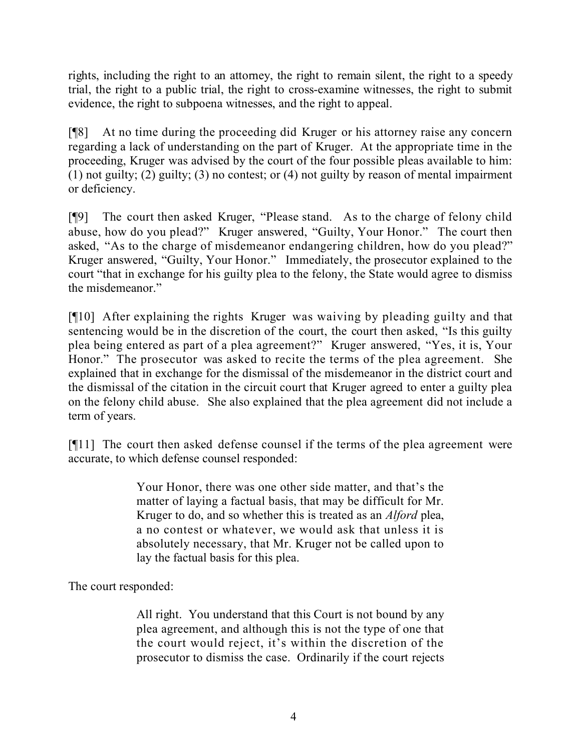rights, including the right to an attorney, the right to remain silent, the right to a speedy trial, the right to a public trial, the right to cross-examine witnesses, the right to submit evidence, the right to subpoena witnesses, and the right to appeal.

[¶8] At no time during the proceeding did Kruger or his attorney raise any concern regarding a lack of understanding on the part of Kruger. At the appropriate time in the proceeding, Kruger was advised by the court of the four possible pleas available to him: (1) not guilty; (2) guilty; (3) no contest; or (4) not guilty by reason of mental impairment or deficiency.

[¶9] The court then asked Kruger, "Please stand. As to the charge of felony child abuse, how do you plead?" Kruger answered, "Guilty, Your Honor." The court then asked, "As to the charge of misdemeanor endangering children, how do you plead?" Kruger answered, "Guilty, Your Honor." Immediately, the prosecutor explained to the court "that in exchange for his guilty plea to the felony, the State would agree to dismiss the misdemeanor."

[¶10] After explaining the rights Kruger was waiving by pleading guilty and that sentencing would be in the discretion of the court, the court then asked, "Is this guilty plea being entered as part of a plea agreement?" Kruger answered, "Yes, it is, Your Honor." The prosecutor was asked to recite the terms of the plea agreement. She explained that in exchange for the dismissal of the misdemeanor in the district court and the dismissal of the citation in the circuit court that Kruger agreed to enter a guilty plea on the felony child abuse. She also explained that the plea agreement did not include a term of years.

[¶11] The court then asked defense counsel if the terms of the plea agreement were accurate, to which defense counsel responded:

> Your Honor, there was one other side matter, and that's the matter of laying a factual basis, that may be difficult for Mr. Kruger to do, and so whether this is treated as an *Alford* plea, a no contest or whatever, we would ask that unless it is absolutely necessary, that Mr. Kruger not be called upon to lay the factual basis for this plea.

The court responded:

> All right. You understand that this Court is not bound by any plea agreement, and although this is not the type of one that the court would reject, it's within the discretion of the prosecutor to dismiss the case. Ordinarily if the court rejects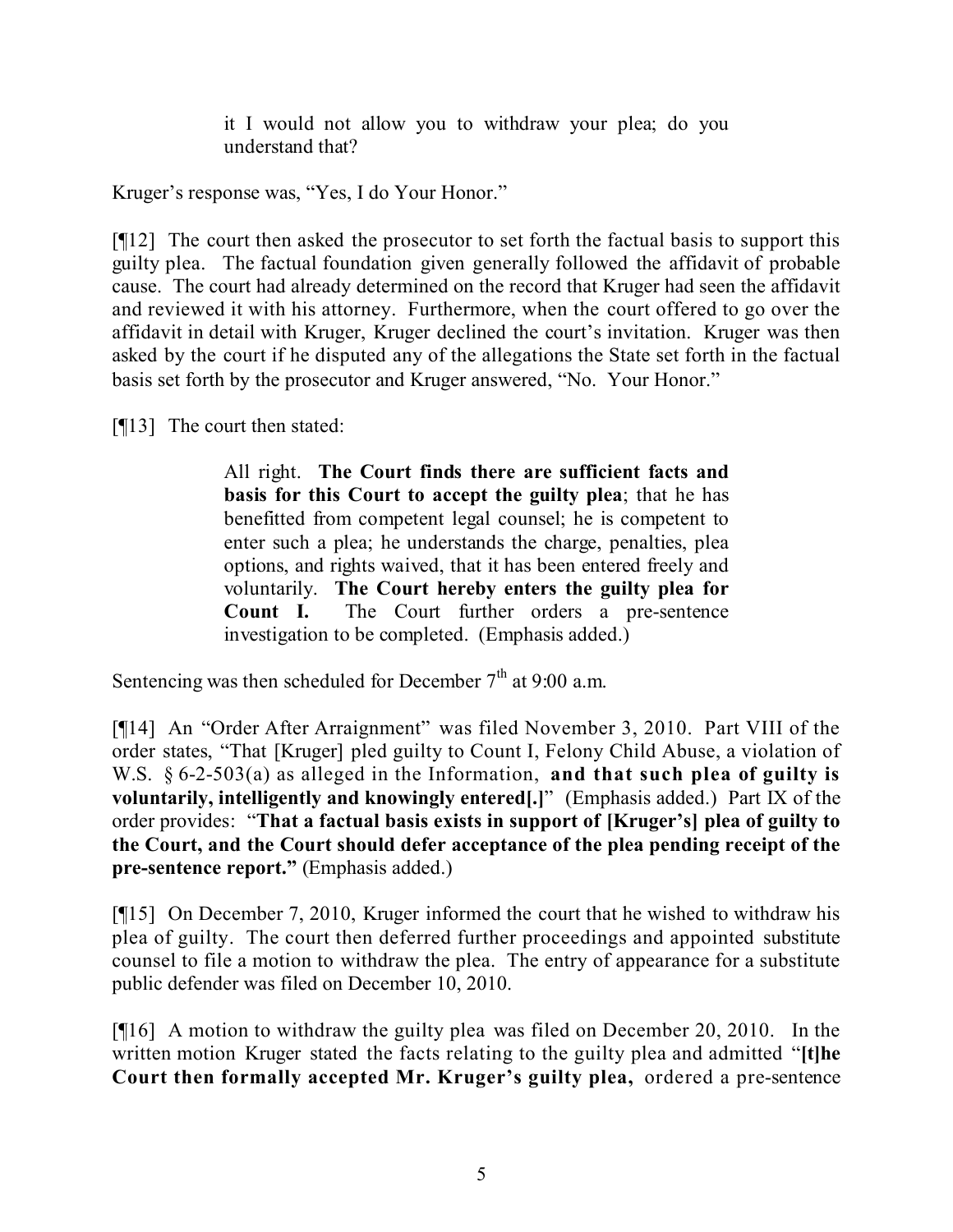> it I would not allow you to withdraw your plea; do you understand that?

Kruger's response was, "Yes, I do Your Honor."

[¶12] The court then asked the prosecutor to set forth the factual basis to support this guilty plea. The factual foundation given generally followed the affidavit of probable cause. The court had already determined on the record that Kruger had seen the affidavit and reviewed it with his attorney. Furthermore, when the court offered to go over the affidavit in detail with Kruger, Kruger declined the court's invitation. Kruger was then asked by the court if he disputed any of the allegations the State set forth in the factual basis set forth by the prosecutor and Kruger answered, "No. Your Honor."

[¶13] The court then stated:

> All right. **The Court finds there are sufficient facts and basis for this Court to accept the guilty plea**; that he has benefitted from competent legal counsel; he is competent to enter such a plea; he understands the charge, penalties, plea options, and rights waived, that it has been entered freely and voluntarily. **The Court hereby enters the guilty plea for Count I.** The Court further orders a pre-sentence investigation to be completed. (Emphasis added.)

Sentencing was then scheduled for December 7th at 9:00 a.m.

[¶14] An "Order After Arraignment" was filed November 3, 2010. Part VIII of the order states, "That [Kruger] pled guilty to Count I, Felony Child Abuse, a violation of W.S. § 6-2-503(a) as alleged in the Information, **and that such plea of guilty is voluntarily, intelligently and knowingly entered[.]**" (Emphasis added.) Part IX of the order provides: "**That a factual basis exists in support of [Kruger's] plea of guilty to the Court, and the Court should defer acceptance of the plea pending receipt of the pre-sentence report.**" (Emphasis added.)

[¶15] On December 7, 2010, Kruger informed the court that he wished to withdraw his plea of guilty. The court then deferred further proceedings and appointed substitute counsel to file a motion to withdraw the plea. The entry of appearance for a substitute public defender was filed on December 10, 2010.

[¶16] A motion to withdraw the guilty plea was filed on December 20, 2010. In the written motion Kruger stated the facts relating to the guilty plea and admitted "**[t]he Court then formally accepted Mr. Kruger's guilty plea,** ordered a pre-sentence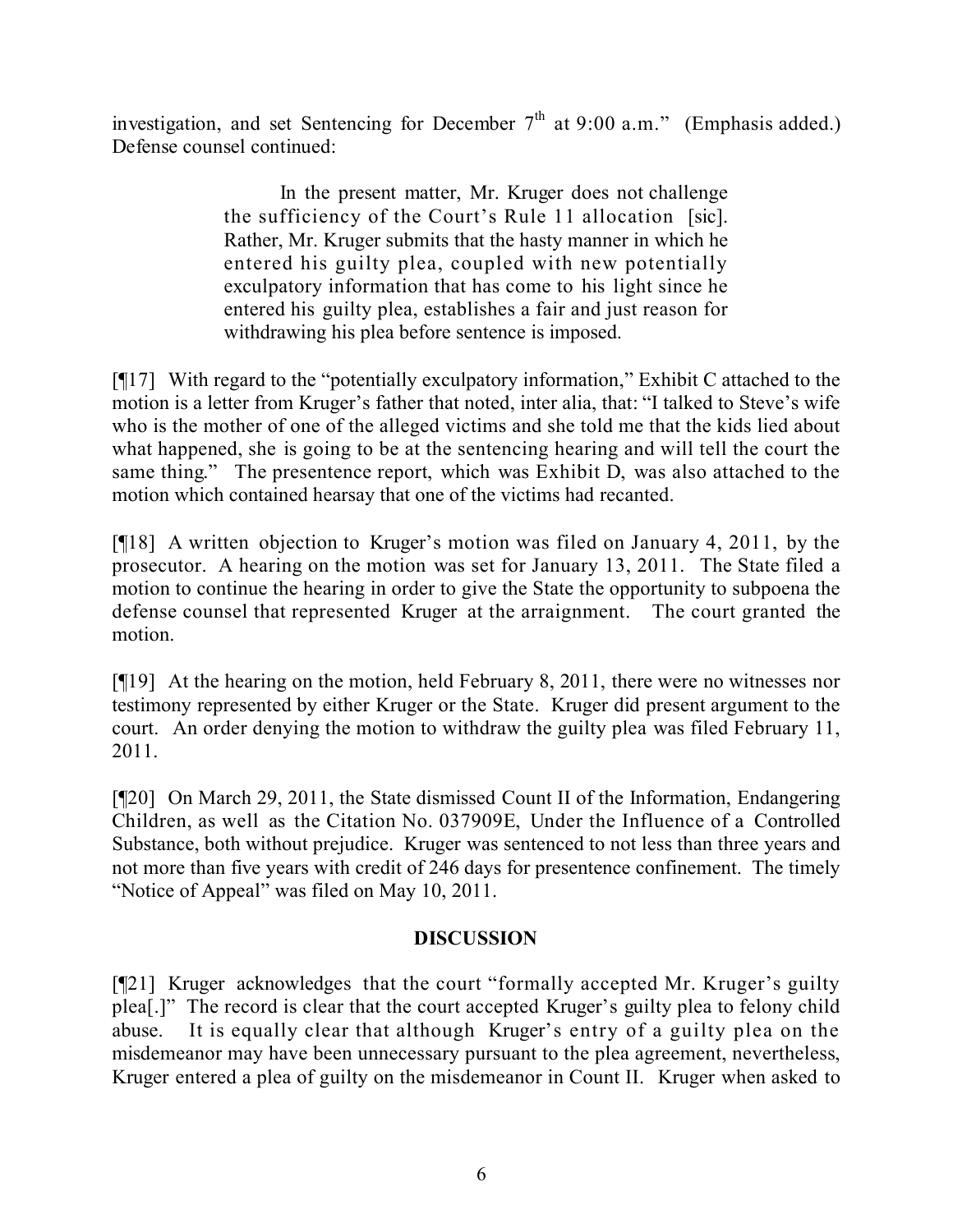investigation, and set Sentencing for December 7[th] at 9:00 a.m." (Emphasis added.) Defense counsel continued:

> In the present matter, Mr. Kruger does not challenge the sufficiency of the Court's Rule 11 allocation [sic]. Rather, Mr. Kruger submits that the hasty manner in which he entered his guilty plea, coupled with new potentially exculpatory information that has come to his light since he entered his guilty plea, establishes a fair and just reason for withdrawing his plea before sentence is imposed.

[¶17] With regard to the "potentially exculpatory information," Exhibit C attached to the motion is a letter from Kruger's father that noted, inter alia, that: "I talked to Steve's wife who is the mother of one of the alleged victims and she told me that the kids lied about what happened, she is going to be at the sentencing hearing and will tell the court the same thing." The presentence report, which was Exhibit D, was also attached to the motion which contained hearsay that one of the victims had recanted.

[¶18] A written objection to Kruger's motion was filed on January 4, 2011, by the prosecutor. A hearing on the motion was set for January 13, 2011. The State filed a motion to continue the hearing in order to give the State the opportunity to subpoena the defense counsel that represented Kruger at the arraignment. The court granted the motion.

[¶19] At the hearing on the motion, held February 8, 2011, there were no witnesses nor testimony represented by either Kruger or the State. Kruger did present argument to the court. An order denying the motion to withdraw the guilty plea was filed February 11, 2011.

[¶20] On March 29, 2011, the State dismissed Count II of the Information, Endangering Children, as well as the Citation No. 037909E, Under the Influence of a Controlled Substance, both without prejudice. Kruger was sentenced to not less than three years and not more than five years with credit of 246 days for presentence confinement. The timely "Notice of Appeal" was filed on May 10, 2011.

## DISCUSSION

[¶21] Kruger acknowledges that the court "formally accepted Mr. Kruger's guilty plea[.]" The record is clear that the court accepted Kruger's guilty plea to felony child abuse. It is equally clear that although Kruger's entry of a guilty plea on the misdemeanor may have been unnecessary pursuant to the plea agreement, nevertheless, Kruger entered a plea of guilty on the misdemeanor in Count II. Kruger when asked to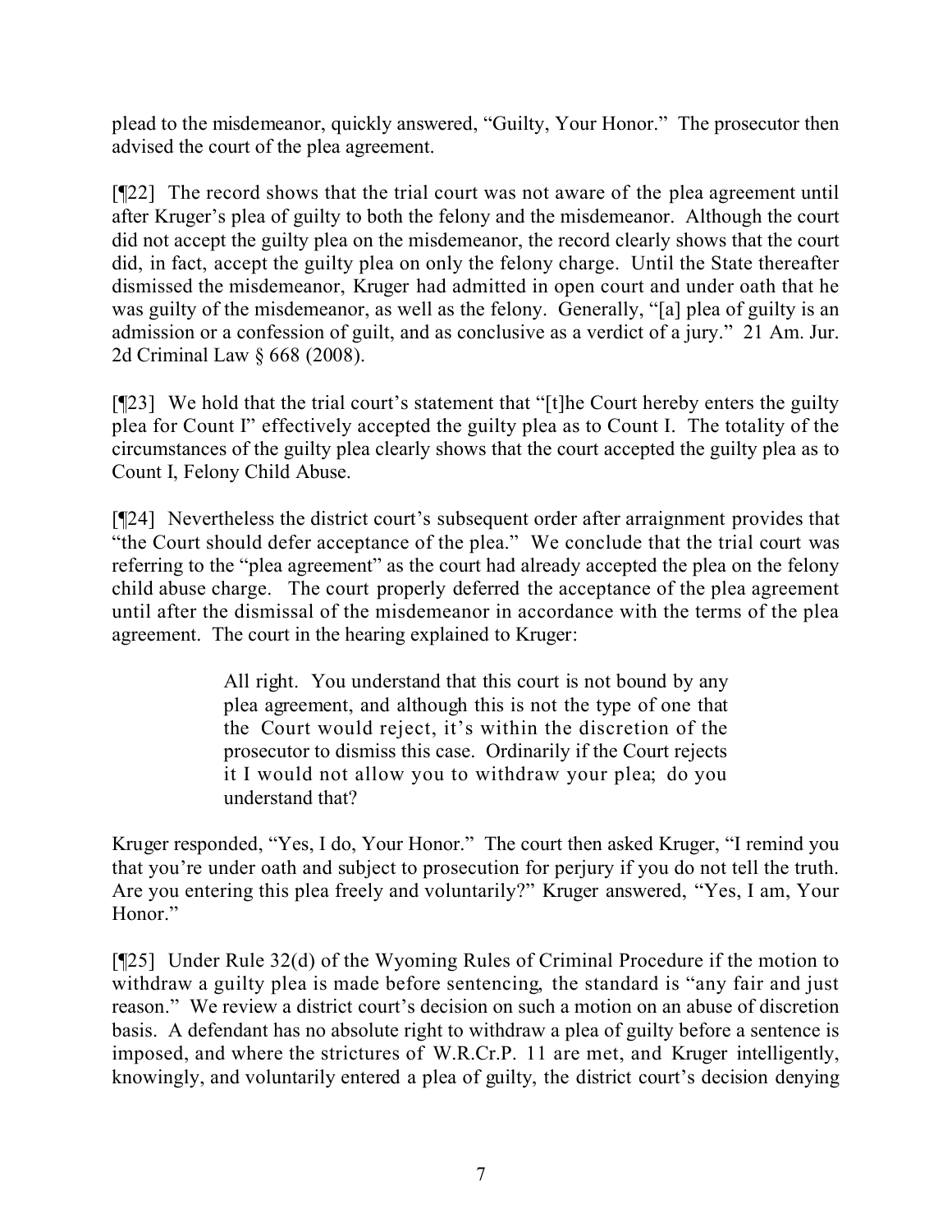plead to the misdemeanor, quickly answered, "Guilty, Your Honor." The prosecutor then advised the court of the plea agreement.

[¶22] The record shows that the trial court was not aware of the plea agreement until after Kruger's plea of guilty to both the felony and the misdemeanor. Although the court did not accept the guilty plea on the misdemeanor, the record clearly shows that the court did, in fact, accept the guilty plea on only the felony charge. Until the State thereafter dismissed the misdemeanor, Kruger had admitted in open court and under oath that he was guilty of the misdemeanor, as well as the felony. Generally, "[a] plea of guilty is an admission or a confession of guilt, and as conclusive as a verdict of a jury." 21 Am. Jur. 2d Criminal Law § 668 (2008).

[¶23] We hold that the trial court's statement that "[t]he Court hereby enters the guilty plea for Count I" effectively accepted the guilty plea as to Count I. The totality of the circumstances of the guilty plea clearly shows that the court accepted the guilty plea as to Count I, Felony Child Abuse.

[¶24] Nevertheless the district court's subsequent order after arraignment provides that "the Court should defer acceptance of the plea." We conclude that the trial court was referring to the "plea agreement" as the court had already accepted the plea on the felony child abuse charge. The court properly deferred the acceptance of the plea agreement until after the dismissal of the misdemeanor in accordance with the terms of the plea agreement. The court in the hearing explained to Kruger:

> All right. You understand that this court is not bound by any plea agreement, and although this is not the type of one that the Court would reject, it's within the discretion of the prosecutor to dismiss this case. Ordinarily if the Court rejects it I would not allow you to withdraw your plea; do you understand that?

Kruger responded, "Yes, I do, Your Honor." The court then asked Kruger, "I remind you that you're under oath and subject to prosecution for perjury if you do not tell the truth. Are you entering this plea freely and voluntarily?" Kruger answered, "Yes, I am, Your Honor."

[¶25] Under Rule 32(d) of the Wyoming Rules of Criminal Procedure if the motion to withdraw a guilty plea is made before sentencing, the standard is "any fair and just reason." We review a district court's decision on such a motion on an abuse of discretion basis. A defendant has no absolute right to withdraw a plea of guilty before a sentence is imposed, and where the strictures of W.R.Cr.P. 11 are met, and Kruger intelligently, knowingly, and voluntarily entered a plea of guilty, the district court's decision denying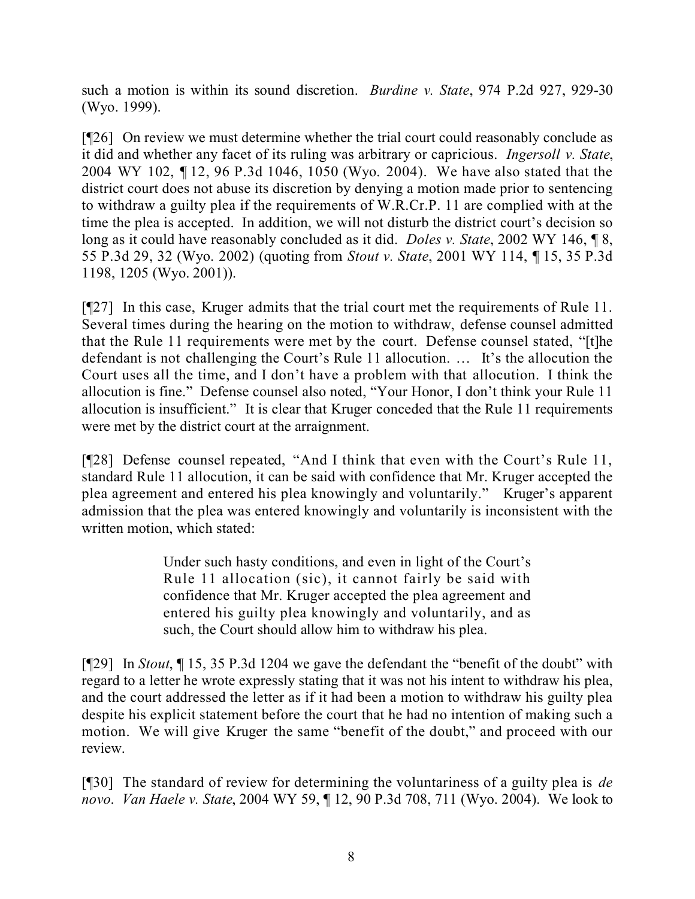such a motion is within its sound discretion. *Burdine v. State*, 974 P.2d 927, 929-30 (Wyo. 1999).

[¶26] On review we must determine whether the trial court could reasonably conclude as it did and whether any facet of its ruling was arbitrary or capricious. *Ingersoll v. State*, 2004 WY 102, ¶ 12, 96 P.3d 1046, 1050 (Wyo. 2004). We have also stated that the district court does not abuse its discretion by denying a motion made prior to sentencing to withdraw a guilty plea if the requirements of W.R.Cr.P. 11 are complied with at the time the plea is accepted. In addition, we will not disturb the district court's decision so long as it could have reasonably concluded as it did. *Doles v. State*, 2002 WY 146, ¶ 8, 55 P.3d 29, 32 (Wyo. 2002) (quoting from *Stout v. State*, 2001 WY 114, ¶ 15, 35 P.3d 1198, 1205 (Wyo. 2001)).

[¶27] In this case, Kruger admits that the trial court met the requirements of Rule 11. Several times during the hearing on the motion to withdraw, defense counsel admitted that the Rule 11 requirements were met by the court. Defense counsel stated, "[t]he defendant is not challenging the Court's Rule 11 allocution. … It's the allocution the Court uses all the time, and I don't have a problem with that allocution. I think the allocution is fine." Defense counsel also noted, "Your Honor, I don't think your Rule 11 allocution is insufficient." It is clear that Kruger conceded that the Rule 11 requirements were met by the district court at the arraignment.

[¶28] Defense counsel repeated, "And I think that even with the Court's Rule 11, standard Rule 11 allocution, it can be said with confidence that Mr. Kruger accepted the plea agreement and entered his plea knowingly and voluntarily." Kruger's apparent admission that the plea was entered knowingly and voluntarily is inconsistent with the written motion, which stated:

> Under such hasty conditions, and even in light of the Court's Rule 11 allocation (sic), it cannot fairly be said with confidence that Mr. Kruger accepted the plea agreement and entered his guilty plea knowingly and voluntarily, and as such, the Court should allow him to withdraw his plea.

[¶29] In *Stout*, ¶ 15, 35 P.3d 1204 we gave the defendant the "benefit of the doubt" with regard to a letter he wrote expressly stating that it was not his intent to withdraw his plea, and the court addressed the letter as if it had been a motion to withdraw his guilty plea despite his explicit statement before the court that he had no intention of making such a motion. We will give Kruger the same "benefit of the doubt," and proceed with our review.

[¶30] The standard of review for determining the voluntariness of a guilty plea is *de novo*. *Van Haele v. State*, 2004 WY 59, ¶ 12, 90 P.3d 708, 711 (Wyo. 2004). We look to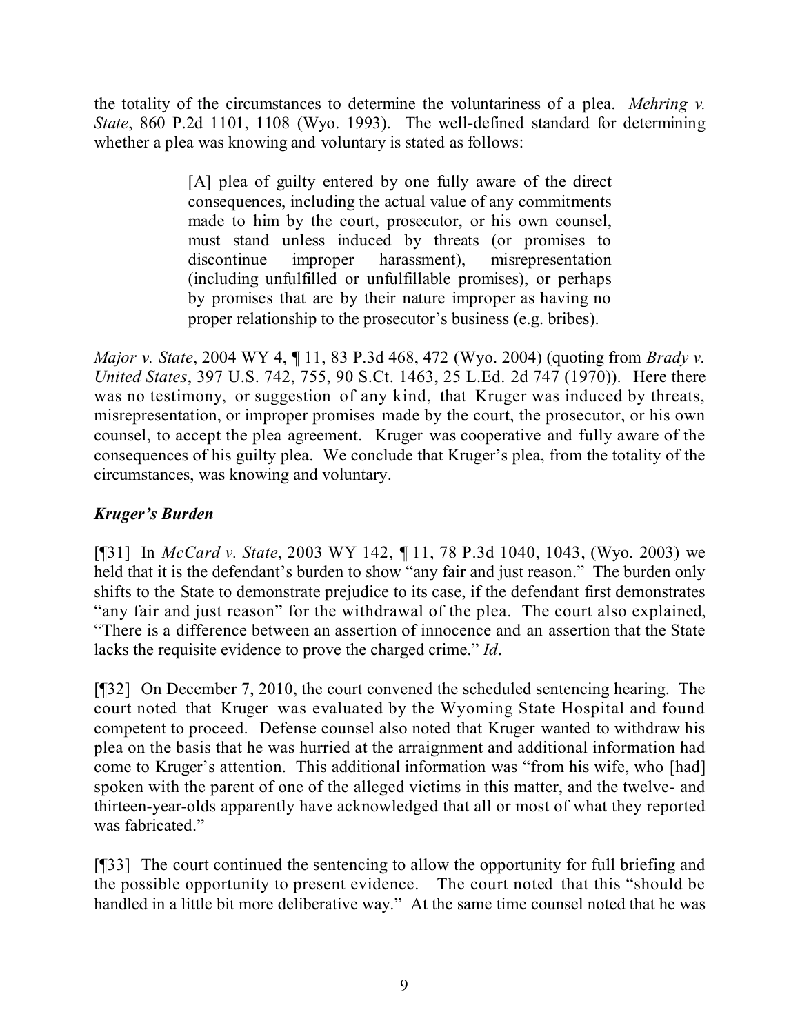the totality of the circumstances to determine the voluntariness of a plea. *Mehring v. State*, 860 P.2d 1101, 1108 (Wyo. 1993). The well-defined standard for determining whether a plea was knowing and voluntary is stated as follows:

> [A] plea of guilty entered by one fully aware of the direct consequences, including the actual value of any commitments made to him by the court, prosecutor, or his own counsel, must stand unless induced by threats (or promises to discontinue improper harassment), misrepresentation (including unfulfilled or unfulfillable promises), or perhaps by promises that are by their nature improper as having no proper relationship to the prosecutor's business (e.g. bribes).

*Major v. State*, 2004 WY 4, ¶ 11, 83 P.3d 468, 472 (Wyo. 2004) (quoting from *Brady v. United States*, 397 U.S. 742, 755, 90 S.Ct. 1463, 25 L.Ed. 2d 747 (1970)). Here there was no testimony, or suggestion of any kind, that Kruger was induced by threats, misrepresentation, or improper promises made by the court, the prosecutor, or his own counsel, to accept the plea agreement. Kruger was cooperative and fully aware of the consequences of his guilty plea. We conclude that Kruger's plea, from the totality of the circumstances, was knowing and voluntary.

### *Kruger's Burden*

[¶31] In *McCard v. State*, 2003 WY 142, ¶ 11, 78 P.3d 1040, 1043, (Wyo. 2003) we held that it is the defendant's burden to show "any fair and just reason." The burden only shifts to the State to demonstrate prejudice to its case, if the defendant first demonstrates "any fair and just reason" for the withdrawal of the plea. The court also explained, "There is a difference between an assertion of innocence and an assertion that the State lacks the requisite evidence to prove the charged crime." *Id*.

[¶32] On December 7, 2010, the court convened the scheduled sentencing hearing. The court noted that Kruger was evaluated by the Wyoming State Hospital and found competent to proceed. Defense counsel also noted that Kruger wanted to withdraw his plea on the basis that he was hurried at the arraignment and additional information had come to Kruger's attention. This additional information was "from his wife, who [had] spoken with the parent of one of the alleged victims in this matter, and the twelve- and thirteen-year-olds apparently have acknowledged that all or most of what they reported was fabricated."

[¶33] The court continued the sentencing to allow the opportunity for full briefing and the possible opportunity to present evidence. The court noted that this "should be handled in a little bit more deliberative way." At the same time counsel noted that he was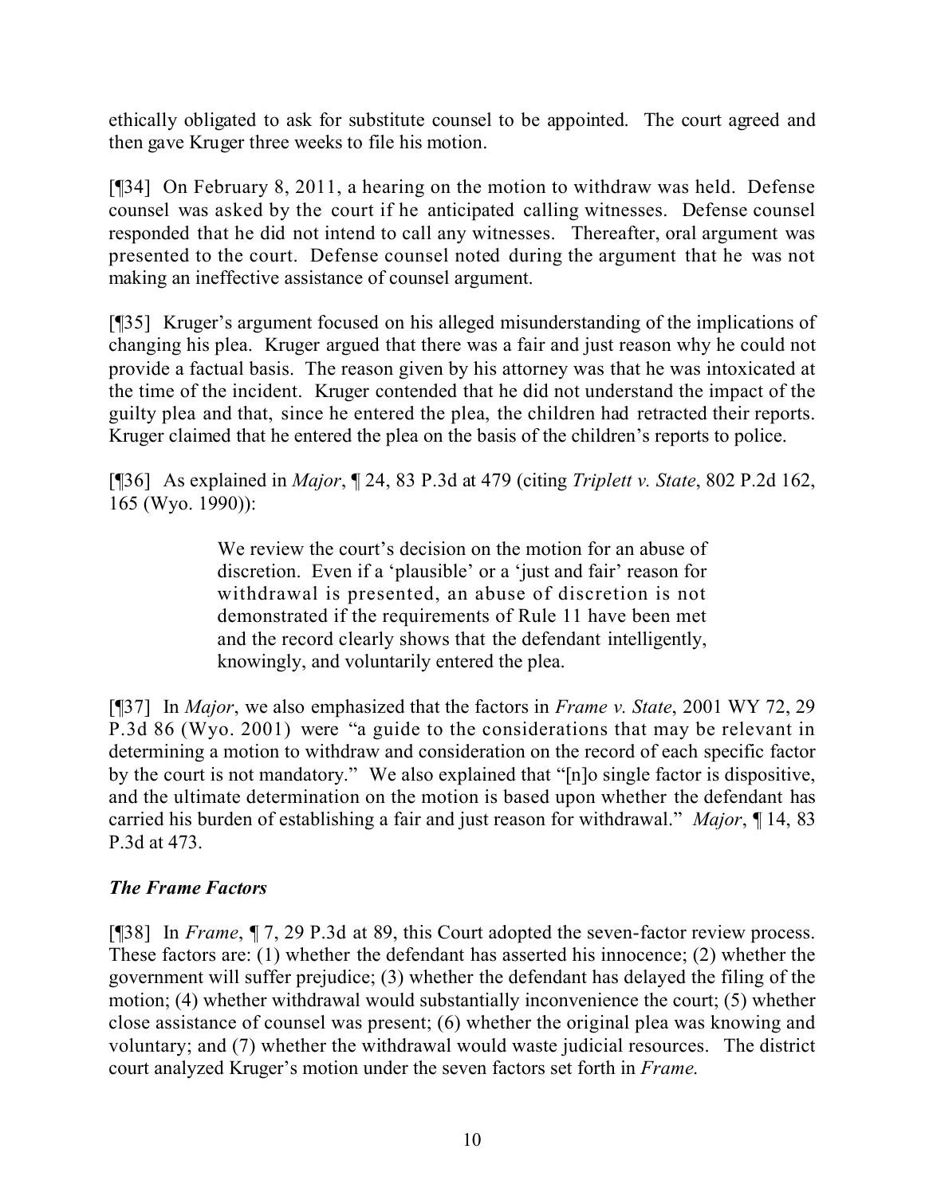ethically obligated to ask for substitute counsel to be appointed. The court agreed and then gave Kruger three weeks to file his motion.

[¶34] On February 8, 2011, a hearing on the motion to withdraw was held. Defense counsel was asked by the court if he anticipated calling witnesses. Defense counsel responded that he did not intend to call any witnesses. Thereafter, oral argument was presented to the court. Defense counsel noted during the argument that he was not making an ineffective assistance of counsel argument.

[¶35] Kruger's argument focused on his alleged misunderstanding of the implications of changing his plea. Kruger argued that there was a fair and just reason why he could not provide a factual basis. The reason given by his attorney was that he was intoxicated at the time of the incident. Kruger contended that he did not understand the impact of the guilty plea and that, since he entered the plea, the children had retracted their reports. Kruger claimed that he entered the plea on the basis of the children's reports to police.

[¶36] As explained in *Major*, ¶ 24, 83 P.3d at 479 (citing *Triplett v. State*, 802 P.2d 162, 165 (Wyo. 1990)):

> We review the court's decision on the motion for an abuse of discretion. Even if a 'plausible' or a 'just and fair' reason for withdrawal is presented, an abuse of discretion is not demonstrated if the requirements of Rule 11 have been met and the record clearly shows that the defendant intelligently, knowingly, and voluntarily entered the plea.

[¶37] In *Major*, we also emphasized that the factors in *Frame v. State*, 2001 WY 72, 29 P.3d 86 (Wyo. 2001) were "a guide to the considerations that may be relevant in determining a motion to withdraw and consideration on the record of each specific factor by the court is not mandatory." We also explained that "[n]o single factor is dispositive, and the ultimate determination on the motion is based upon whether the defendant has carried his burden of establishing a fair and just reason for withdrawal." *Major*, ¶ 14, 83 P.3d at 473.

### *The Frame Factors*

[¶38] In *Frame*, ¶ 7, 29 P.3d at 89, this Court adopted the seven-factor review process. These factors are: (1) whether the defendant has asserted his innocence; (2) whether the government will suffer prejudice; (3) whether the defendant has delayed the filing of the motion; (4) whether withdrawal would substantially inconvenience the court; (5) whether close assistance of counsel was present; (6) whether the original plea was knowing and voluntary; and (7) whether the withdrawal would waste judicial resources. The district court analyzed Kruger's motion under the seven factors set forth in *Frame*.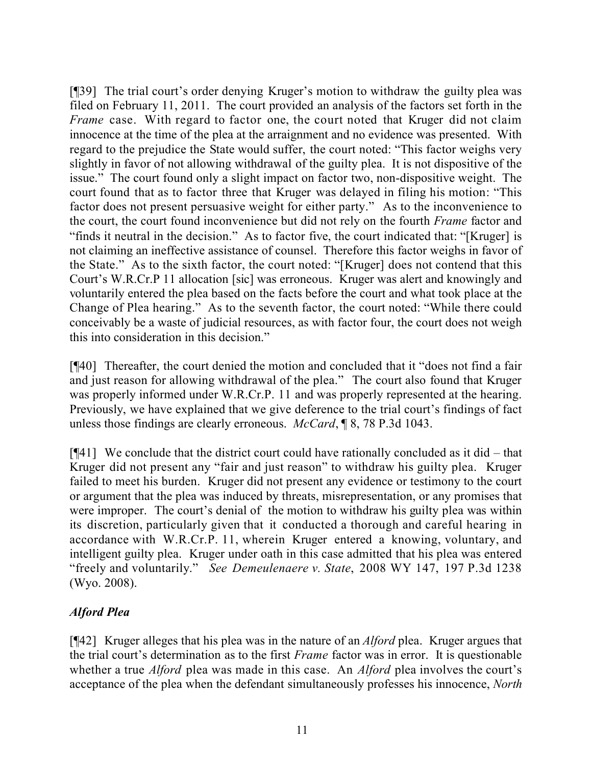[¶39] The trial court's order denying Kruger's motion to withdraw the guilty plea was filed on February 11, 2011. The court provided an analysis of the factors set forth in the *Frame* case. With regard to factor one, the court noted that Kruger did not claim innocence at the time of the plea at the arraignment and no evidence was presented. With regard to the prejudice the State would suffer, the court noted: "This factor weighs very slightly in favor of not allowing withdrawal of the guilty plea. It is not dispositive of the issue." The court found only a slight impact on factor two, non-dispositive weight. The court found that as to factor three that Kruger was delayed in filing his motion: "This factor does not present persuasive weight for either party." As to the inconvenience to the court, the court found inconvenience but did not rely on the fourth *Frame* factor and "finds it neutral in the decision." As to factor five, the court indicated that: "[Kruger] is not claiming an ineffective assistance of counsel. Therefore this factor weighs in favor of the State." As to the sixth factor, the court noted: "[Kruger] does not contend that this Court's W.R.Cr.P 11 allocation [sic] was erroneous. Kruger was alert and knowingly and voluntarily entered the plea based on the facts before the court and what took place at the Change of Plea hearing." As to the seventh factor, the court noted: "While there could conceivably be a waste of judicial resources, as with factor four, the court does not weigh this into consideration in this decision."

[¶40] Thereafter, the court denied the motion and concluded that it "does not find a fair and just reason for allowing withdrawal of the plea." The court also found that Kruger was properly informed under W.R.Cr.P. 11 and was properly represented at the hearing. Previously, we have explained that we give deference to the trial court's findings of fact unless those findings are clearly erroneous. *McCard*, ¶ 8, 78 P.3d 1043.

[¶41] We conclude that the district court could have rationally concluded as it did – that Kruger did not present any "fair and just reason" to withdraw his guilty plea. Kruger failed to meet his burden. Kruger did not present any evidence or testimony to the court or argument that the plea was induced by threats, misrepresentation, or any promises that were improper. The court's denial of the motion to withdraw his guilty plea was within its discretion, particularly given that it conducted a thorough and careful hearing in accordance with W.R.Cr.P. 11, wherein Kruger entered a knowing, voluntary, and intelligent guilty plea. Kruger under oath in this case admitted that his plea was entered "freely and voluntarily." *See Demeulenaere v. State*, 2008 WY 147, 197 P.3d 1238 (Wyo. 2008).

### *Alford Plea*

[¶42] Kruger alleges that his plea was in the nature of an *Alford* plea. Kruger argues that the trial court's determination as to the first *Frame* factor was in error. It is questionable whether a true *Alford* plea was made in this case. An *Alford* plea involves the court's acceptance of the plea when the defendant simultaneously professes his innocence, *North*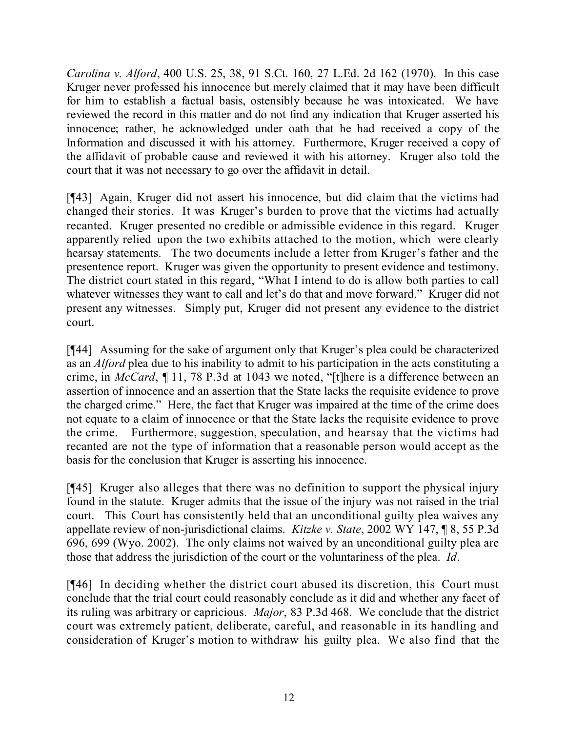*Carolina v. Alford*, 400 U.S. 25, 38, 91 S.Ct. 160, 27 L.Ed. 2d 162 (1970). In this case Kruger never professed his innocence but merely claimed that it may have been difficult for him to establish a factual basis, ostensibly because he was intoxicated. We have reviewed the record in this matter and do not find any indication that Kruger asserted his innocence; rather, he acknowledged under oath that he had received a copy of the Information and discussed it with his attorney. Furthermore, Kruger received a copy of the affidavit of probable cause and reviewed it with his attorney. Kruger also told the court that it was not necessary to go over the affidavit in detail.

[¶43] Again, Kruger did not assert his innocence, but did claim that the victims had changed their stories. It was Kruger's burden to prove that the victims had actually recanted. Kruger presented no credible or admissible evidence in this regard. Kruger apparently relied upon the two exhibits attached to the motion, which were clearly hearsay statements. The two documents include a letter from Kruger's father and the presentence report. Kruger was given the opportunity to present evidence and testimony. The district court stated in this regard, "What I intend to do is allow both parties to call whatever witnesses they want to call and let's do that and move forward." Kruger did not present any witnesses. Simply put, Kruger did not present any evidence to the district court.

[¶44] Assuming for the sake of argument only that Kruger's plea could be characterized as an *Alford* plea due to his inability to admit to his participation in the acts constituting a crime, in *McCard*, ¶ 11, 78 P.3d at 1043 we noted, "[t]here is a difference between an assertion of innocence and an assertion that the State lacks the requisite evidence to prove the charged crime." Here, the fact that Kruger was impaired at the time of the crime does not equate to a claim of innocence or that the State lacks the requisite evidence to prove the crime. Furthermore, suggestion, speculation, and hearsay that the victims had recanted are not the type of information that a reasonable person would accept as the basis for the conclusion that Kruger is asserting his innocence.

[¶45] Kruger also alleges that there was no definition to support the physical injury found in the statute. Kruger admits that the issue of the injury was not raised in the trial court. This Court has consistently held that an unconditional guilty plea waives any appellate review of non-jurisdictional claims. *Kitzke v. State*, 2002 WY 147, ¶ 8, 55 P.3d 696, 699 (Wyo. 2002). The only claims not waived by an unconditional guilty plea are those that address the jurisdiction of the court or the voluntariness of the plea. *Id*.

[¶46] In deciding whether the district court abused its discretion, this Court must conclude that the trial court could reasonably conclude as it did and whether any facet of its ruling was arbitrary or capricious. *Major*, 83 P.3d 468. We conclude that the district court was extremely patient, deliberate, careful, and reasonable in its handling and consideration of Kruger's motion to withdraw his guilty plea. We also find that the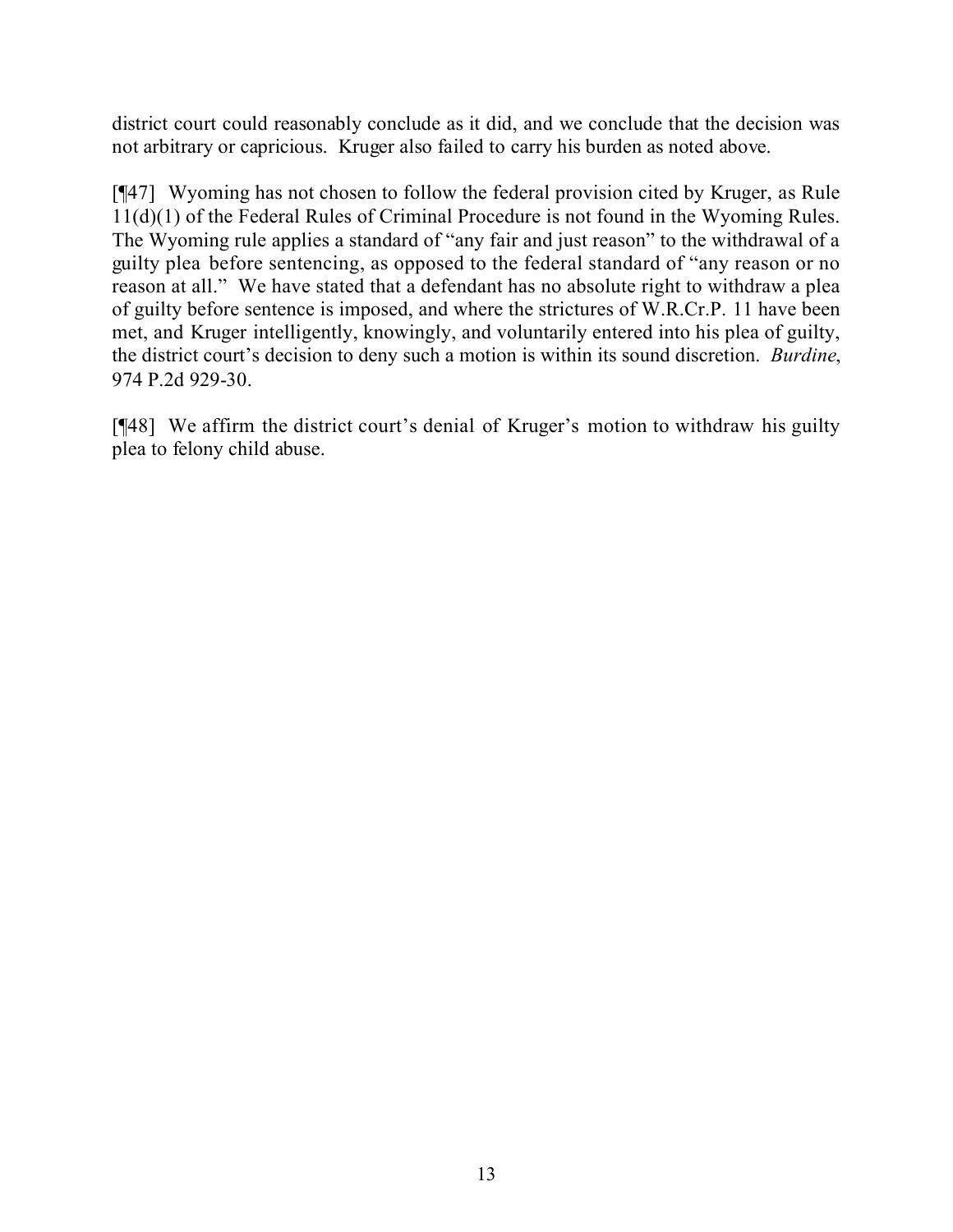district court could reasonably conclude as it did, and we conclude that the decision was not arbitrary or capricious. Kruger also failed to carry his burden as noted above.

[¶47] Wyoming has not chosen to follow the federal provision cited by Kruger, as Rule 11(d)(1) of the Federal Rules of Criminal Procedure is not found in the Wyoming Rules. The Wyoming rule applies a standard of "any fair and just reason" to the withdrawal of a guilty plea before sentencing, as opposed to the federal standard of "any reason or no reason at all." We have stated that a defendant has no absolute right to withdraw a plea of guilty before sentence is imposed, and where the strictures of W.R.Cr.P. 11 have been met, and Kruger intelligently, knowingly, and voluntarily entered into his plea of guilty, the district court's decision to deny such a motion is within its sound discretion. *Burdine*, 974 P.2d 929-30.

[¶48] We affirm the district court's denial of Kruger's motion to withdraw his guilty plea to felony child abuse.